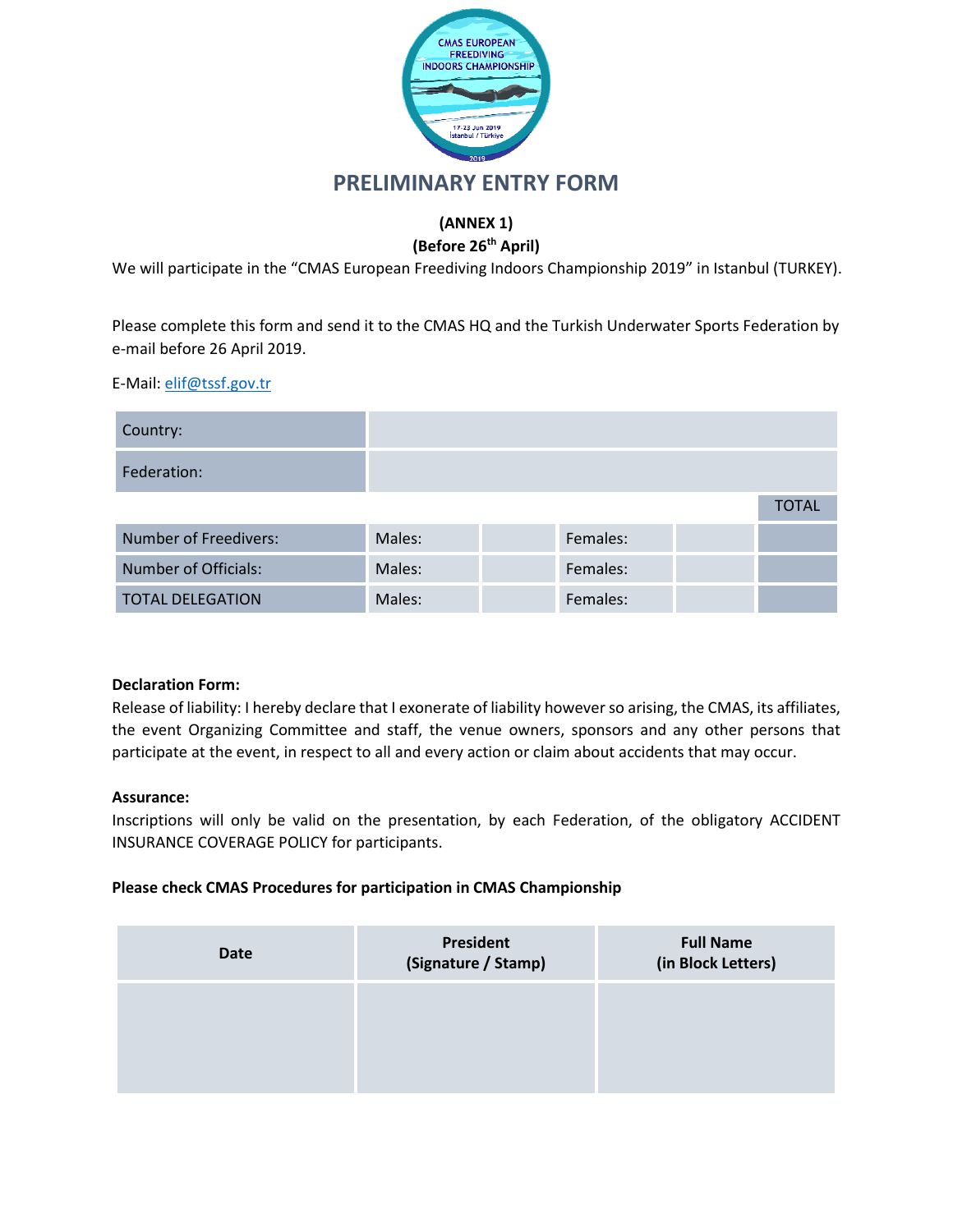# PRELIMINARY ENTRY FORM

**(ANNEX 1)**
**(Before 26th April)**

We will participate in the "CMAS European Freediving Indoors Championship 2019" in Istanbul (TURKEY).

Please complete this form and send it to the CMAS HQ and the Turkish Underwater Sports Federation by e-mail before 26 April 2019.

E-Mail: elif@tssf.gov.tr

| Country: | | | | | |
|---|---|---|---|---|---|
| Federation: | | | | | |
| | | | | | TOTAL |
| Number of Freedivers: | Males: | | Females: | | |
| Number of Officials: | Males: | | Females: | | |
| TOTAL DELEGATION | Males: | | Females: | | |

**Declaration Form:**
Release of liability: I hereby declare that I exonerate of liability however so arising, the CMAS, its affiliates, the event Organizing Committee and staff, the venue owners, sponsors and any other persons that participate at the event, in respect to all and every action or claim about accidents that may occur.

**Assurance:**
Inscriptions will only be valid on the presentation, by each Federation, of the obligatory ACCIDENT INSURANCE COVERAGE POLICY for participants.

**Please check CMAS Procedures for participation in CMAS Championship**

| Date | President (Signature / Stamp) | Full Name (in Block Letters) |
|---|---|---|
| | | |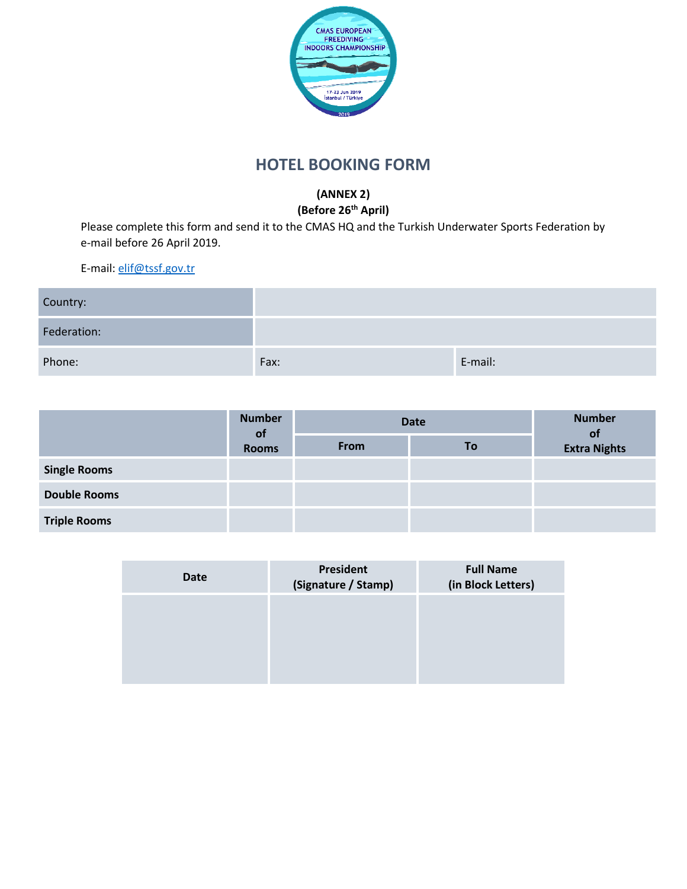# HOTEL BOOKING FORM

**(ANNEX 2)**
**(Before 26th April)**

Please complete this form and send it to the CMAS HQ and the Turkish Underwater Sports Federation by e-mail before 26 April 2019.

E-mail: elif@tssf.gov.tr

| Country: | | |
|---|---|---|
| Federation: | | |
| Phone: | Fax: | E-mail: |

| | Number of Rooms | Date | | Number of Extra Nights |
|---|---|---|---|---|
| | | From | To | |
| **Single Rooms** | | | | |
| **Double Rooms** | | | | |
| **Triple Rooms** | | | | |

| Date | President (Signature / Stamp) | Full Name (in Block Letters) |
|---|---|---|
| | | |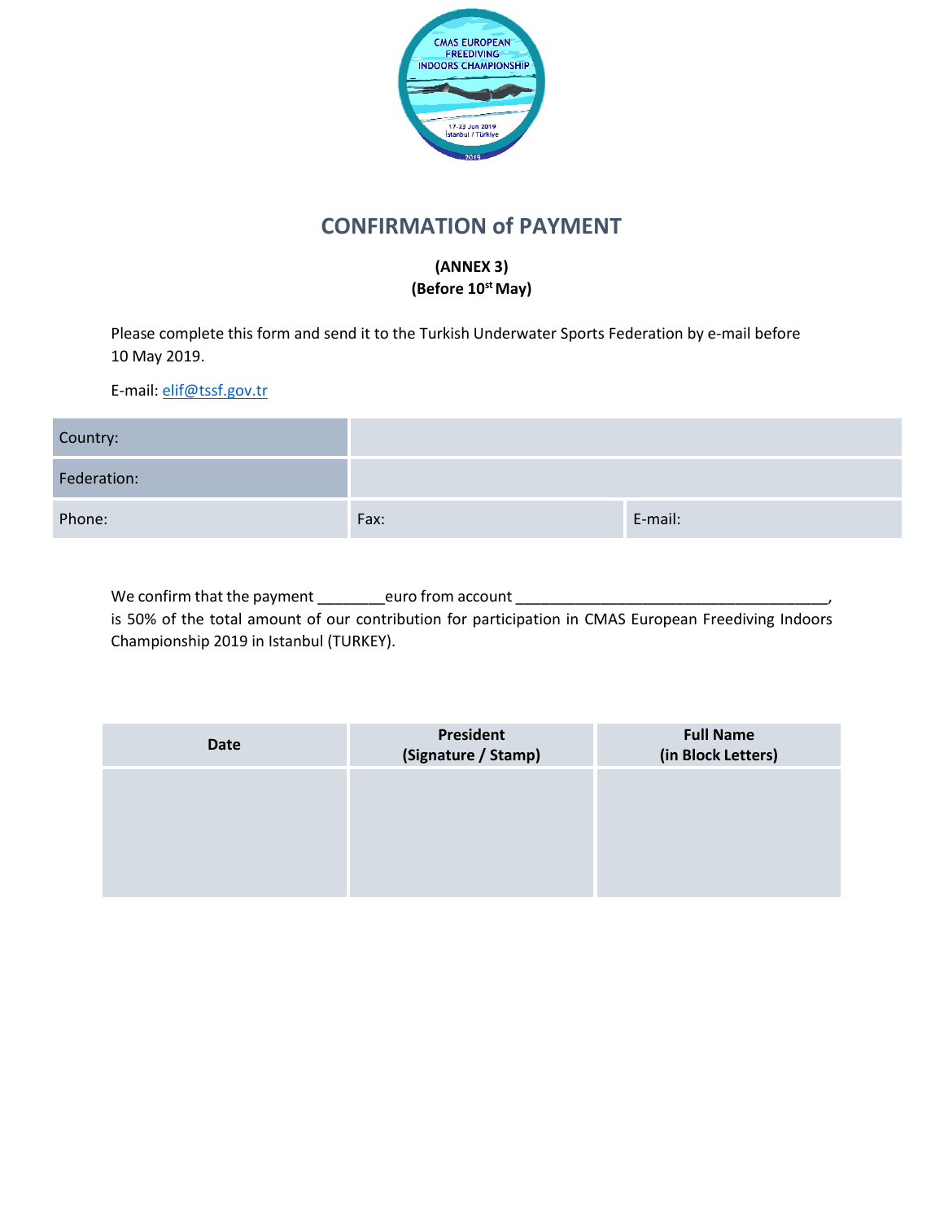# CONFIRMATION of PAYMENT

**(ANNEX 3)**
**(Before 10st May)**

Please complete this form and send it to the Turkish Underwater Sports Federation by e-mail before 10 May 2019.

E-mail: elif@tssf.gov.tr

| Country: | | |
|---|---|---|
| Federation: | | |
| Phone: | Fax: | E-mail: |

We confirm that the payment ________euro from account _____________________________________, is 50% of the total amount of our contribution for participation in CMAS European Freediving Indoors Championship 2019 in Istanbul (TURKEY).

| Date | President (Signature / Stamp) | Full Name (in Block Letters) |
|---|---|---|
| | | |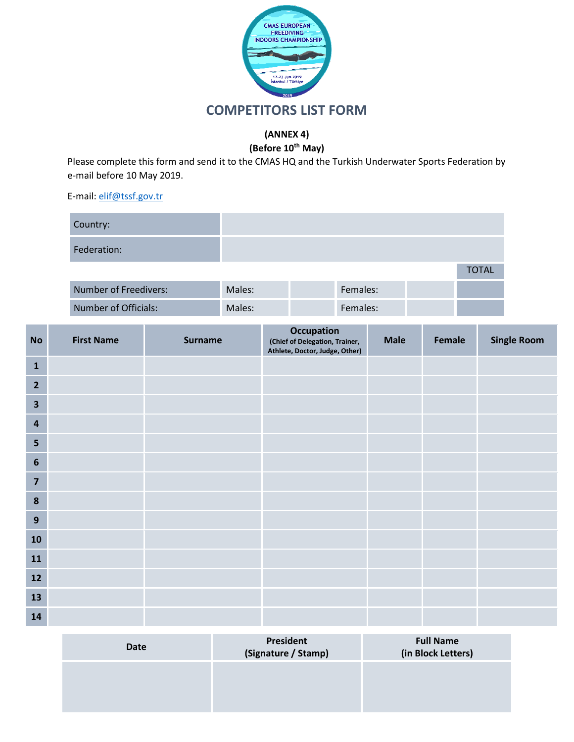# COMPETITORS LIST FORM

**(ANNEX 4)**

**(Before 10th May)**

Please complete this form and send it to the CMAS HQ and the Turkish Underwater Sports Federation by e-mail before 10 May 2019.

E-mail: elif@tssf.gov.tr

| | | | | | |
|---|---|---|---|---|---|
| Country: | | | | | |
| Federation: | | | | | |
| | | | | | TOTAL |
| Number of Freedivers: | Males: | | Females: | | |
| Number of Officials: | Males: | | Females: | | |

| No | First Name | Surname | Occupation (Chief of Delegation, Trainer, Athlete, Doctor, Judge, Other) | Male | Female | Single Room |
|---|---|---|---|---|---|---|
| 1 | | | | | | |
| 2 | | | | | | |
| 3 | | | | | | |
| 4 | | | | | | |
| 5 | | | | | | |
| 6 | | | | | | |
| 7 | | | | | | |
| 8 | | | | | | |
| 9 | | | | | | |
| 10 | | | | | | |
| 11 | | | | | | |
| 12 | | | | | | |
| 13 | | | | | | |
| 14 | | | | | | |

| Date | President (Signature / Stamp) | Full Name (in Block Letters) |
|---|---|---|
| | | |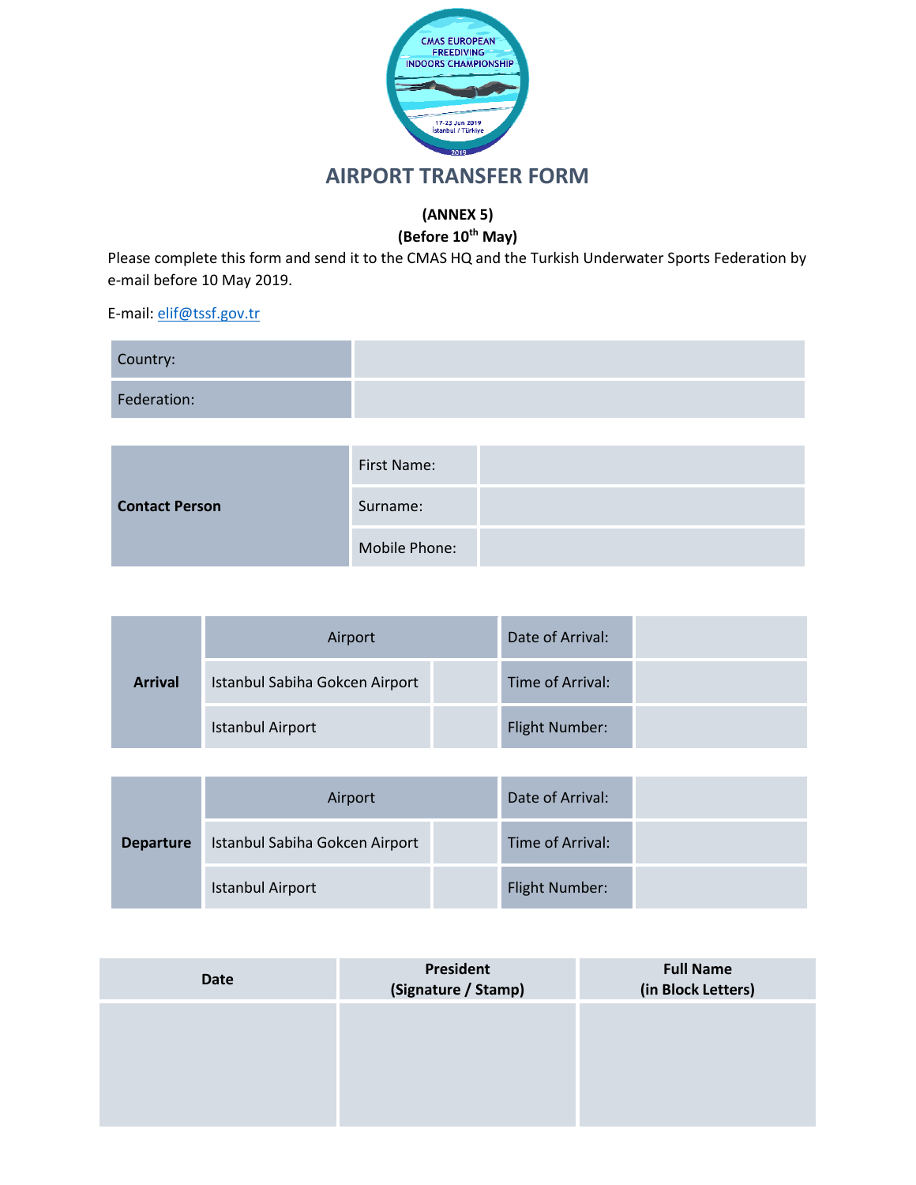# AIRPORT TRANSFER FORM

**(ANNEX 5)**
**(Before 10th May)**

Please complete this form and send it to the CMAS HQ and the Turkish Underwater Sports Federation by e-mail before 10 May 2019.

E-mail: elif@tssf.gov.tr

| Country: | |
|---|---|
| Federation: | |

| **Contact Person** | First Name: | |
|---|---|---|
| | Surname: | |
| | Mobile Phone: | |

| **Arrival** | Airport | | Date of Arrival: | |
|---|---|---|---|---|
| | Istanbul Sabiha Gokcen Airport | | Time of Arrival: | |
| | Istanbul Airport | | Flight Number: | |

| **Departure** | Airport | | Date of Arrival: | |
|---|---|---|---|---|
| | Istanbul Sabiha Gokcen Airport | | Time of Arrival: | |
| | Istanbul Airport | | Flight Number: | |

| **Date** | **President (Signature / Stamp)** | **Full Name (in Block Letters)** |
|---|---|---|
| | | |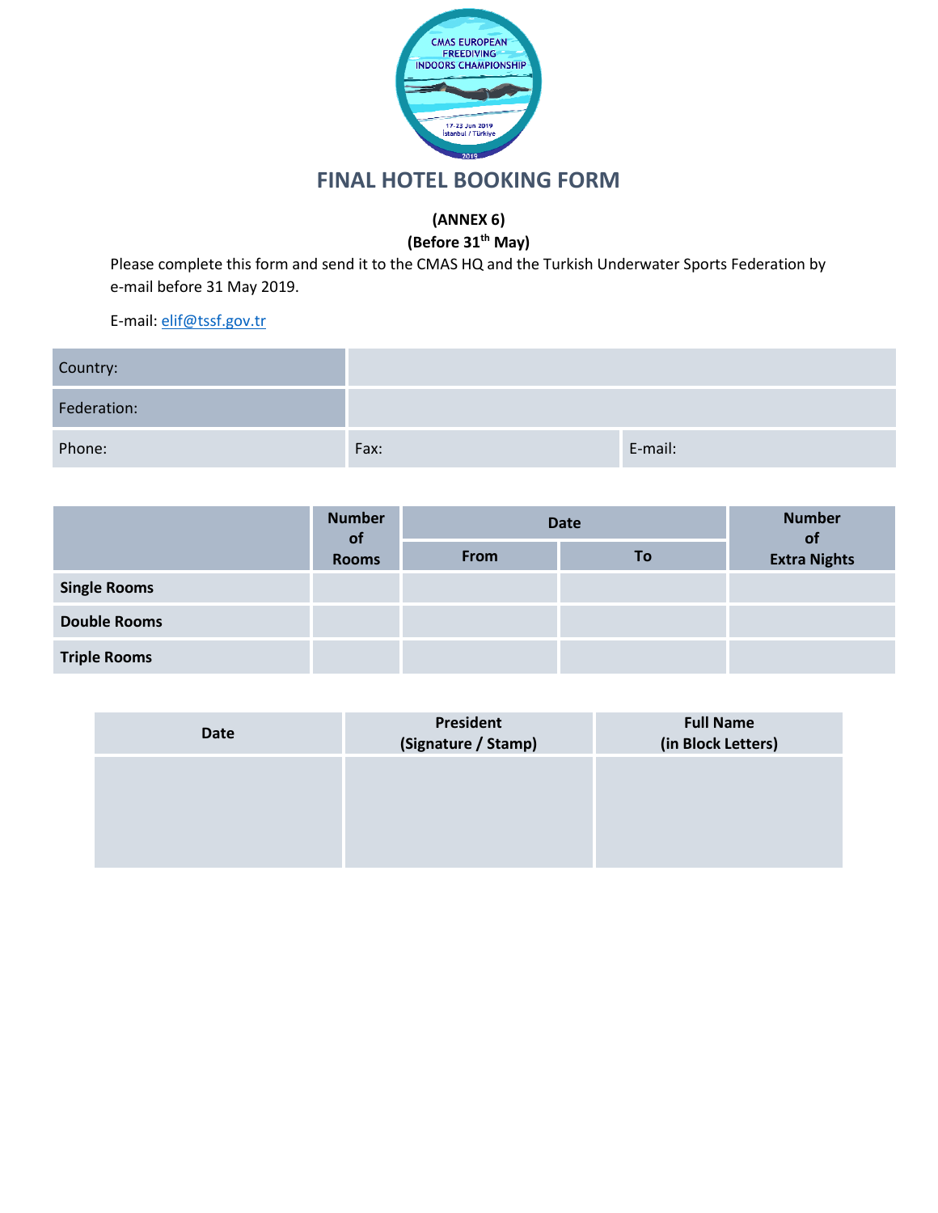# FINAL HOTEL BOOKING FORM

**(ANNEX 6)**
**(Before 31th May)**

Please complete this form and send it to the CMAS HQ and the Turkish Underwater Sports Federation by e-mail before 31 May 2019.

E-mail: elif@tssf.gov.tr

| Country: | | |
|---|---|---|
| Federation: | | |
| Phone: | Fax: | E-mail: |

| | Number of Rooms | Date | | Number of Extra Nights |
|---|---|---|---|---|
| | | From | To | |
| **Single Rooms** | | | | |
| **Double Rooms** | | | | |
| **Triple Rooms** | | | | |

| Date | President (Signature / Stamp) | Full Name (in Block Letters) |
|---|---|---|
| | | |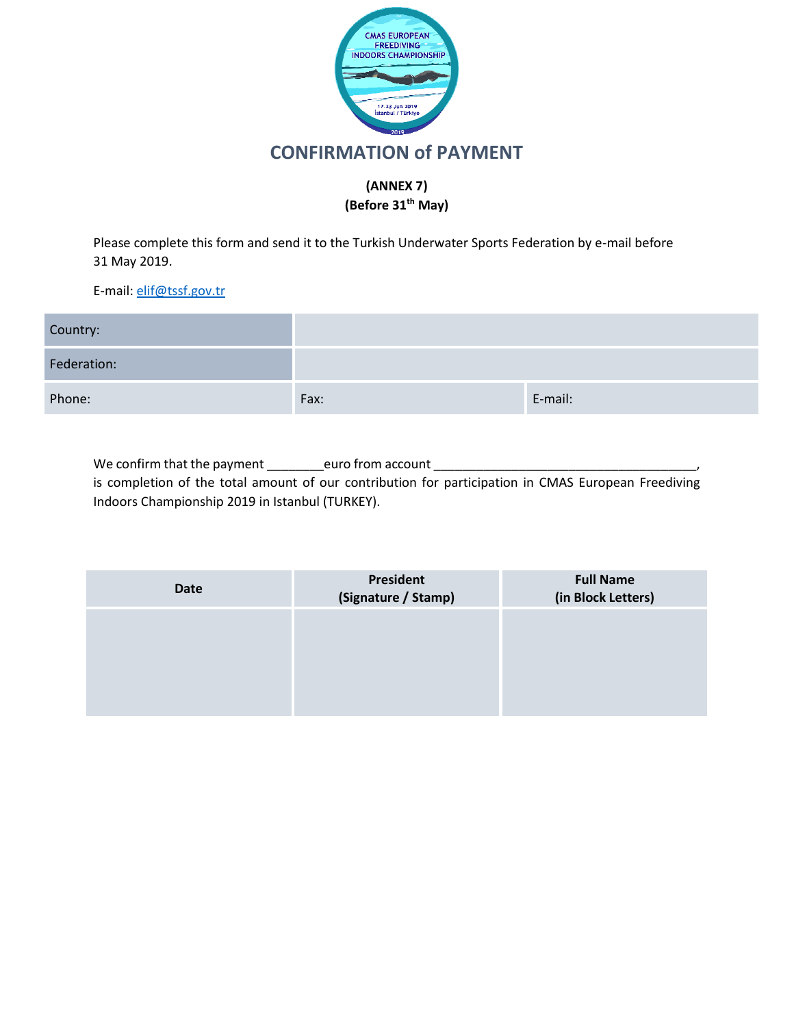# CONFIRMATION of PAYMENT

**(ANNEX 7)**
**(Before 31th May)**

Please complete this form and send it to the Turkish Underwater Sports Federation by e-mail before 31 May 2019.

E-mail: elif@tssf.gov.tr

| | | |
|---|---|---|
| Country: | | |
| Federation: | | |
| Phone: | Fax: | E-mail: |

We confirm that the payment ________euro from account _____________________________________, is completion of the total amount of our contribution for participation in CMAS European Freediving Indoors Championship 2019 in Istanbul (TURKEY).

| Date | President (Signature / Stamp) | Full Name (in Block Letters) |
|---|---|---|
| | | |